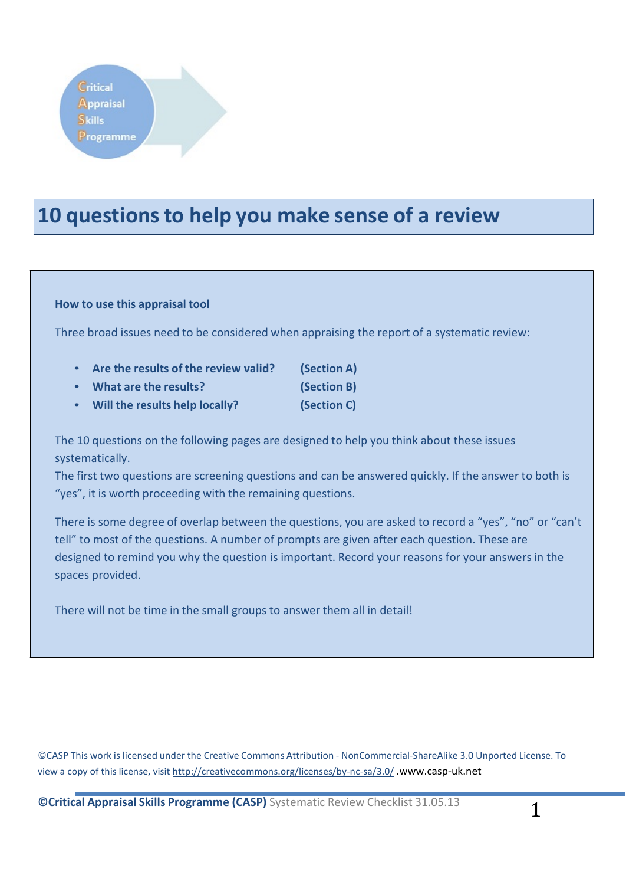Critical Appraisal Skills Programme

# 10 questions to help you make sense of a review

**How to use this appraisal tool**

Three broad issues need to be considered when appraising the report of a systematic review:

- **Are the results of the review valid? (Section A)**
- **What are the results? (Section B)**
- **Will the results help locally? (Section C)**

The 10 questions on the following pages are designed to help you think about these issues systematically.
The first two questions are screening questions and can be answered quickly. If the answer to both is "yes", it is worth proceeding with the remaining questions.

There is some degree of overlap between the questions, you are asked to record a "yes", "no" or "can't tell" to most of the questions. A number of prompts are given after each question. These are designed to remind you why the question is important. Record your reasons for your answers in the spaces provided.

There will not be time in the small groups to answer them all in detail!

©CASP This work is licensed under the Creative Commons Attribution - NonCommercial-ShareAlike 3.0 Unported License. To view a copy of this license, visit http://creativecommons.org/licenses/by-nc-sa/3.0/ .www.casp-uk.net

**©Critical Appraisal Skills Programme (CASP)** Systematic Review Checklist 31.05.13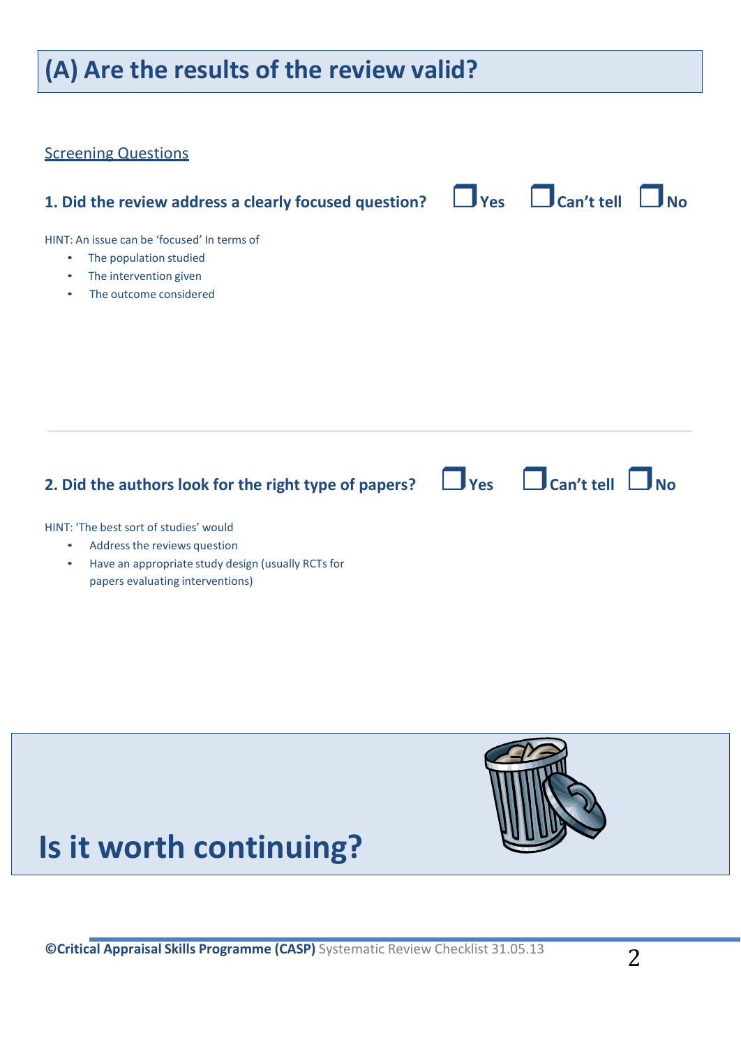# (A) Are the results of the review valid?

Screening Questions

**1. Did the review address a clearly focused question?** ☐ Yes ☐ Can't tell ☐ No

HINT: An issue can be 'focused' In terms of

- The population studied
- The intervention given
- The outcome considered

---

**2. Did the authors look for the right type of papers?** ☐ Yes ☐ Can't tell ☐ No

HINT: 'The best sort of studies' would

- Address the reviews question
- Have an appropriate study design (usually RCTs for papers evaluating interventions)

## Is it worth continuing?

**©Critical Appraisal Skills Programme (CASP)** Systematic Review Checklist 31.05.13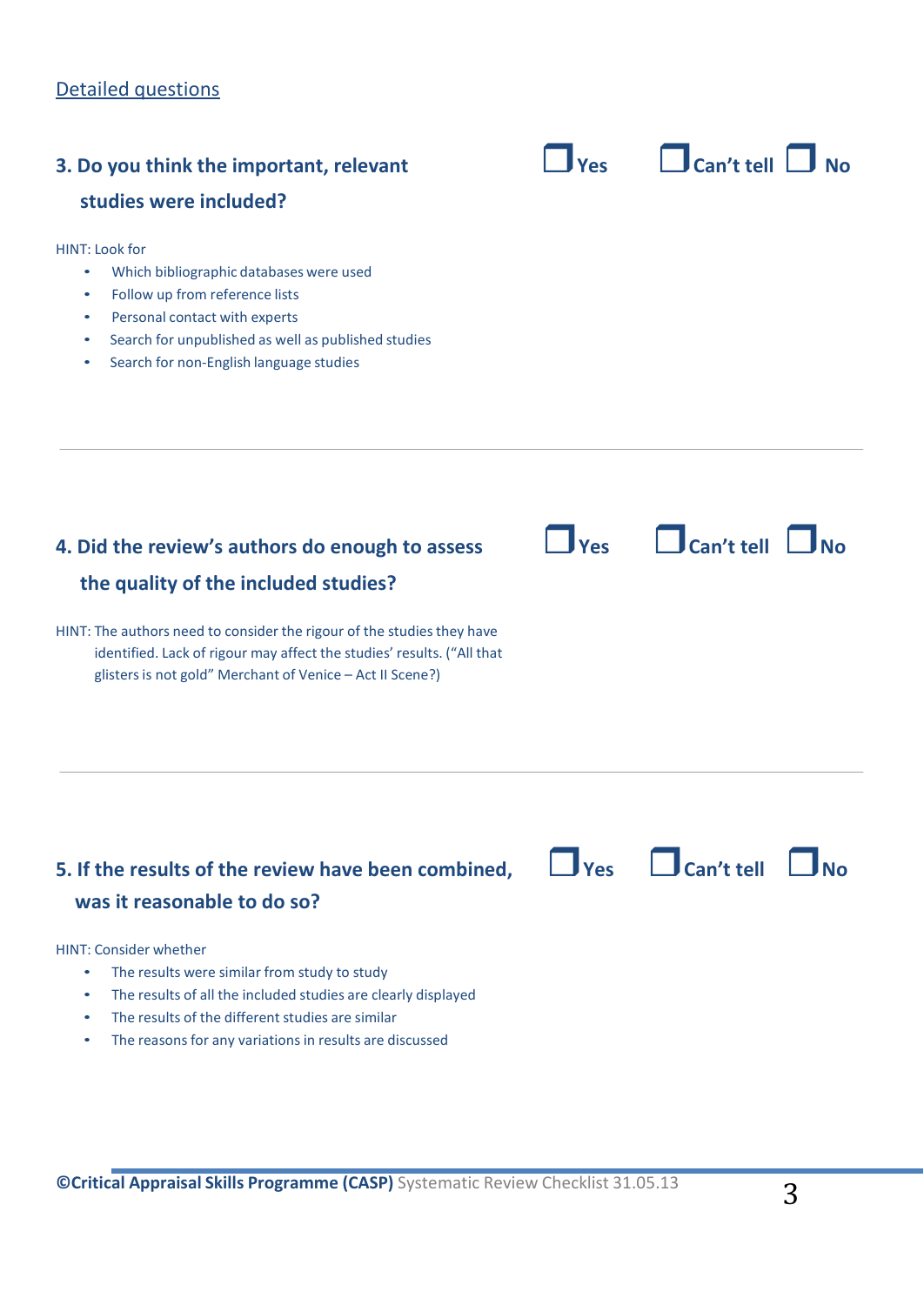Detailed questions

**3. Do you think the important, relevant studies were included?**

☐ Yes ☐ Can't tell ☐ No

HINT: Look for

- Which bibliographic databases were used
- Follow up from reference lists
- Personal contact with experts
- Search for unpublished as well as published studies
- Search for non-English language studies

---

**4. Did the review's authors do enough to assess the quality of the included studies?**

☐ Yes ☐ Can't tell ☐ No

HINT: The authors need to consider the rigour of the studies they have identified. Lack of rigour may affect the studies' results. ("All that glisters is not gold" Merchant of Venice – Act II Scene?)

---

**5. If the results of the review have been combined, was it reasonable to do so?**

☐ Yes ☐ Can't tell ☐ No

HINT: Consider whether

- The results were similar from study to study
- The results of all the included studies are clearly displayed
- The results of the different studies are similar
- The reasons for any variations in results are discussed

**©Critical Appraisal Skills Programme (CASP)** Systematic Review Checklist 31.05.13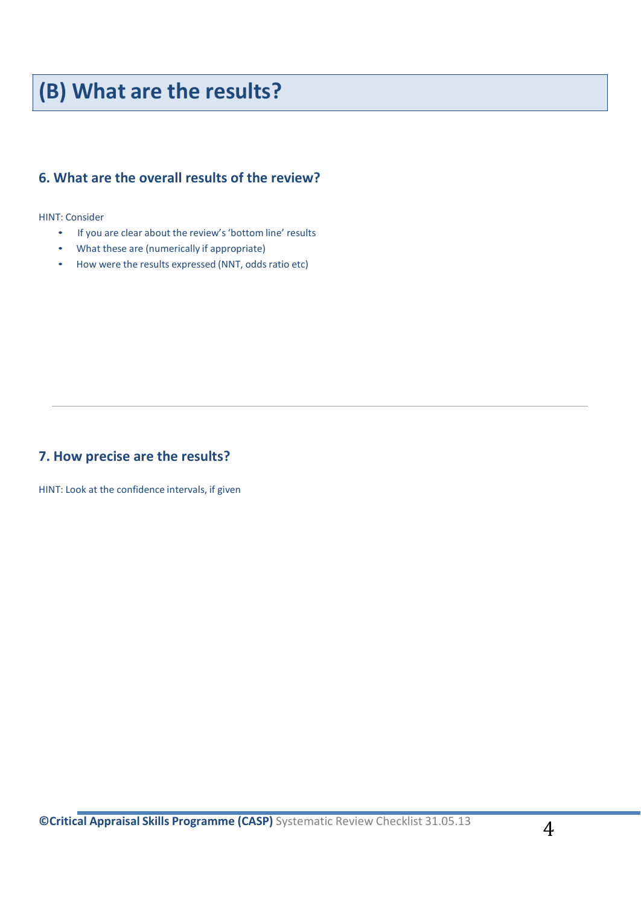# (B) What are the results?

## 6. What are the overall results of the review?

HINT: Consider

- If you are clear about the review's 'bottom line' results
- What these are (numerically if appropriate)
- How were the results expressed (NNT, odds ratio etc)

---

## 7. How precise are the results?

HINT: Look at the confidence intervals, if given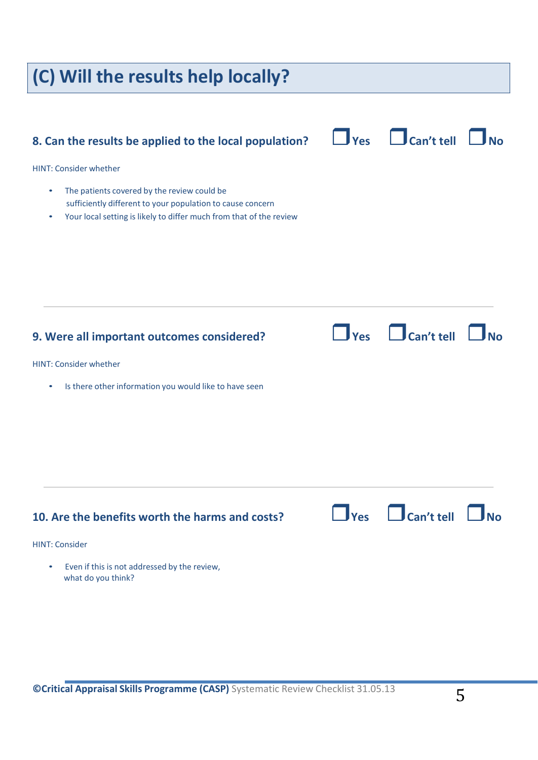# (C) Will the results help locally?

## 8. Can the results be applied to the local population?

☐ Yes ☐ Can't tell ☐ No

HINT: Consider whether

- The patients covered by the review could be sufficiently different to your population to cause concern
- Your local setting is likely to differ much from that of the review

---

## 9. Were all important outcomes considered?

☐ Yes ☐ Can't tell ☐ No

HINT: Consider whether

- Is there other information you would like to have seen

---

## 10. Are the benefits worth the harms and costs?

☐ Yes ☐ Can't tell ☐ No

HINT: Consider

- Even if this is not addressed by the review, what do you think?